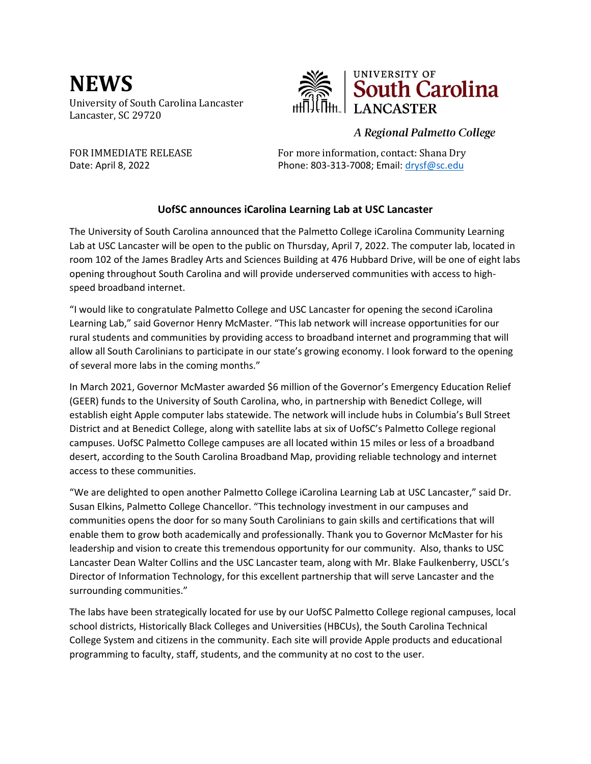# NEWS

University of South Carolina Lancaster
Lancaster, SC 29720

UNIVERSITY OF
South Carolina
LANCASTER

*A Regional Palmetto College*

FOR IMMEDIATE RELEASE
Date: April 8, 2022

For more information, contact: Shana Dry
Phone: 803-313-7008; Email: [drysf@sc.edu](mailto:drysf@sc.edu)

**UofSC announces iCarolina Learning Lab at USC Lancaster**

The University of South Carolina announced that the Palmetto College iCarolina Community Learning Lab at USC Lancaster will be open to the public on Thursday, April 7, 2022. The computer lab, located in room 102 of the James Bradley Arts and Sciences Building at 476 Hubbard Drive, will be one of eight labs opening throughout South Carolina and will provide underserved communities with access to high-speed broadband internet.

"I would like to congratulate Palmetto College and USC Lancaster for opening the second iCarolina Learning Lab," said Governor Henry McMaster. "This lab network will increase opportunities for our rural students and communities by providing access to broadband internet and programming that will allow all South Carolinians to participate in our state's growing economy. I look forward to the opening of several more labs in the coming months."

In March 2021, Governor McMaster awarded $6 million of the Governor's Emergency Education Relief (GEER) funds to the University of South Carolina, who, in partnership with Benedict College, will establish eight Apple computer labs statewide. The network will include hubs in Columbia's Bull Street District and at Benedict College, along with satellite labs at six of UofSC's Palmetto College regional campuses. UofSC Palmetto College campuses are all located within 15 miles or less of a broadband desert, according to the South Carolina Broadband Map, providing reliable technology and internet access to these communities.

"We are delighted to open another Palmetto College iCarolina Learning Lab at USC Lancaster," said Dr. Susan Elkins, Palmetto College Chancellor. "This technology investment in our campuses and communities opens the door for so many South Carolinians to gain skills and certifications that will enable them to grow both academically and professionally. Thank you to Governor McMaster for his leadership and vision to create this tremendous opportunity for our community. Also, thanks to USC Lancaster Dean Walter Collins and the USC Lancaster team, along with Mr. Blake Faulkenberry, USCL's Director of Information Technology, for this excellent partnership that will serve Lancaster and the surrounding communities."

The labs have been strategically located for use by our UofSC Palmetto College regional campuses, local school districts, Historically Black Colleges and Universities (HBCUs), the South Carolina Technical College System and citizens in the community. Each site will provide Apple products and educational programming to faculty, staff, students, and the community at no cost to the user.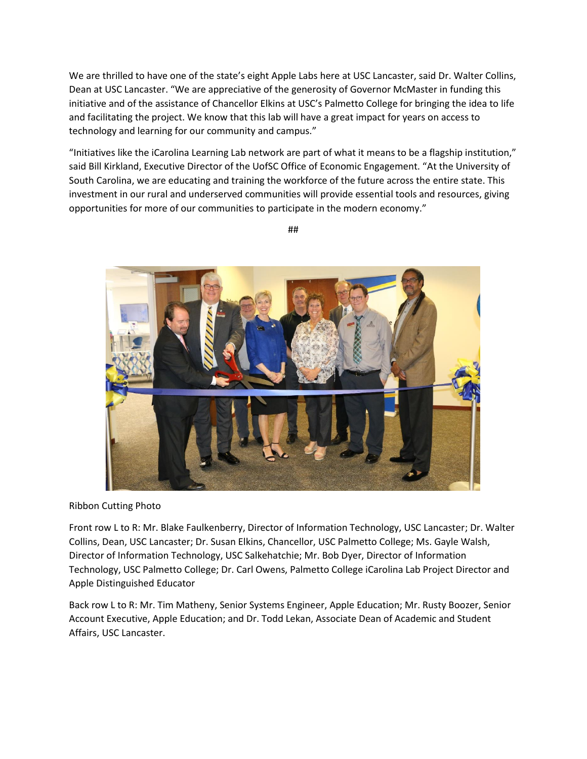We are thrilled to have one of the state's eight Apple Labs here at USC Lancaster, said Dr. Walter Collins, Dean at USC Lancaster. "We are appreciative of the generosity of Governor McMaster in funding this initiative and of the assistance of Chancellor Elkins at USC's Palmetto College for bringing the idea to life and facilitating the project. We know that this lab will have a great impact for years on access to technology and learning for our community and campus."

"Initiatives like the iCarolina Learning Lab network are part of what it means to be a flagship institution," said Bill Kirkland, Executive Director of the UofSC Office of Economic Engagement. "At the University of South Carolina, we are educating and training the workforce of the future across the entire state. This investment in our rural and underserved communities will provide essential tools and resources, giving opportunities for more of our communities to participate in the modern economy."

##

Ribbon Cutting Photo

Front row L to R: Mr. Blake Faulkenberry, Director of Information Technology, USC Lancaster; Dr. Walter Collins, Dean, USC Lancaster; Dr. Susan Elkins, Chancellor, USC Palmetto College; Ms. Gayle Walsh, Director of Information Technology, USC Salkehatchie; Mr. Bob Dyer, Director of Information Technology, USC Palmetto College; Dr. Carl Owens, Palmetto College iCarolina Lab Project Director and Apple Distinguished Educator

Back row L to R: Mr. Tim Matheny, Senior Systems Engineer, Apple Education; Mr. Rusty Boozer, Senior Account Executive, Apple Education; and Dr. Todd Lekan, Associate Dean of Academic and Student Affairs, USC Lancaster.